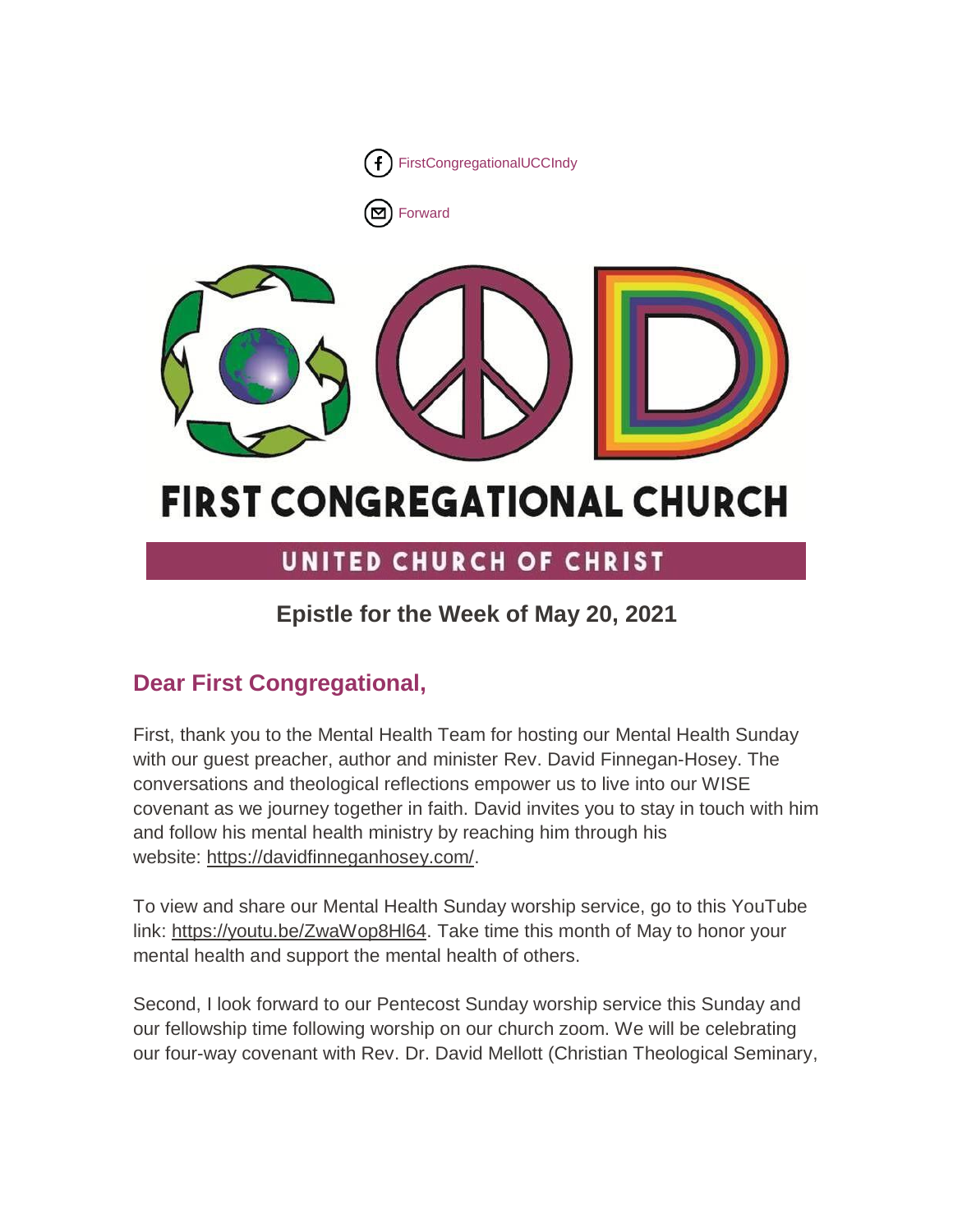FirstCongregationalUCCIndy

Forward

# FIRST CONGREGATIONAL CHURCH

## UNITED CHURCH OF CHRIST

### Epistle for the Week of May 20, 2021

## Dear First Congregational,

First, thank you to the Mental Health Team for hosting our Mental Health Sunday with our guest preacher, author and minister Rev. David Finnegan-Hosey. The conversations and theological reflections empower us to live into our WISE covenant as we journey together in faith. David invites you to stay in touch with him and follow his mental health ministry by reaching him through his website: https://davidfinneganhosey.com/.

To view and share our Mental Health Sunday worship service, go to this YouTube link: https://youtu.be/ZwaWop8Hl64. Take time this month of May to honor your mental health and support the mental health of others.

Second, I look forward to our Pentecost Sunday worship service this Sunday and our fellowship time following worship on our church zoom. We will be celebrating our four-way covenant with Rev. Dr. David Mellott (Christian Theological Seminary,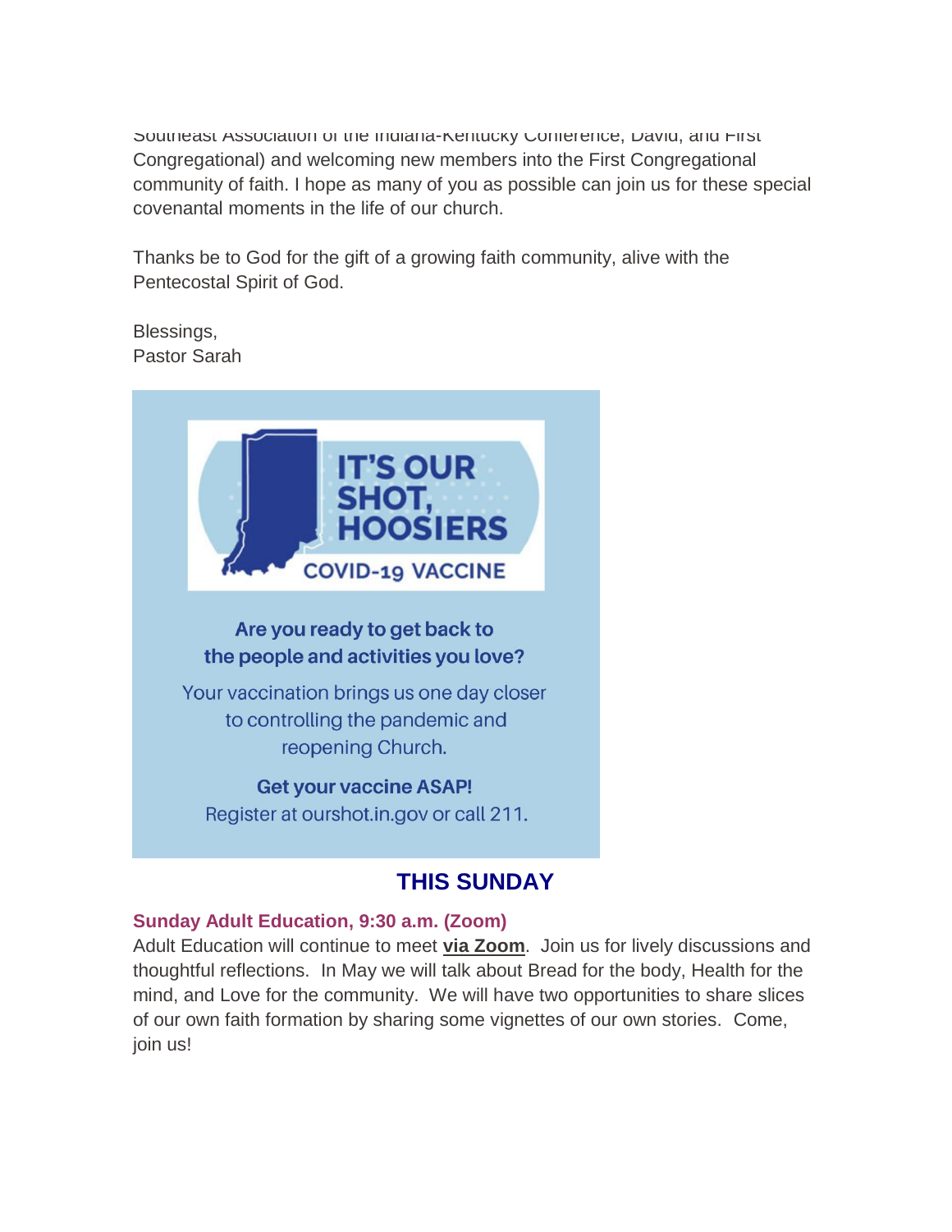Southeast Association of the Indiana-Kentucky Conference, David, and First Congregational) and welcoming new members into the First Congregational community of faith. I hope as many of you as possible can join us for these special covenantal moments in the life of our church.

Thanks be to God for the gift of a growing faith community, alive with the Pentecostal Spirit of God.

Blessings,
Pastor Sarah

**IT'S OUR SHOT, HOOSIERS**
**COVID-19 VACCINE**

**Are you ready to get back to the people and activities you love?**

Your vaccination brings us one day closer to controlling the pandemic and reopening Church.

**Get your vaccine ASAP!**
Register at ourshot.in.gov or call 211.

## THIS SUNDAY

### Sunday Adult Education, 9:30 a.m. (Zoom)

Adult Education will continue to meet **via Zoom**. Join us for lively discussions and thoughtful reflections. In May we will talk about Bread for the body, Health for the mind, and Love for the community. We will have two opportunities to share slices of our own faith formation by sharing some vignettes of our own stories. Come, join us!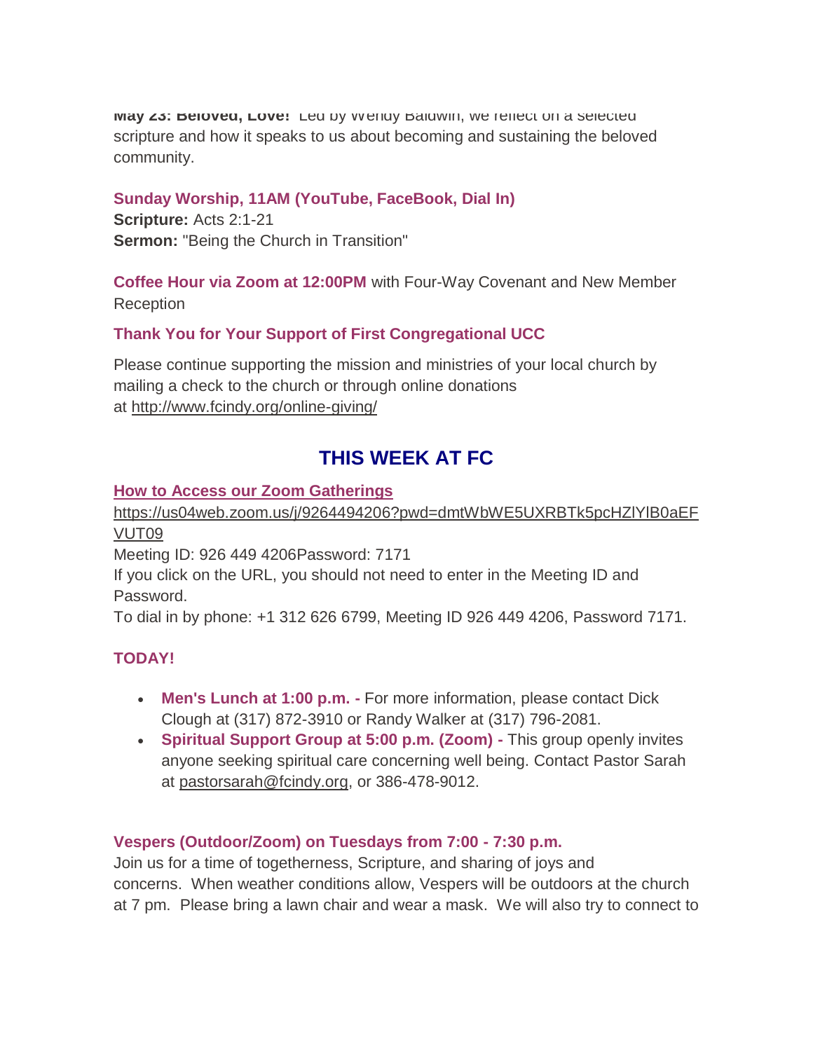**May 23: Beloved, Love!** Led by Wendy Baldwin, we reflect on a selected scripture and how it speaks to us about becoming and sustaining the beloved community.

**Sunday Worship, 11AM (YouTube, FaceBook, Dial In)**
**Scripture:** Acts 2:1-21
**Sermon:** "Being the Church in Transition"

**Coffee Hour via Zoom at 12:00PM** with Four-Way Covenant and New Member Reception

**Thank You for Your Support of First Congregational UCC**

Please continue supporting the mission and ministries of your local church by mailing a check to the church or through online donations at http://www.fcindy.org/online-giving/

## THIS WEEK AT FC

**How to Access our Zoom Gatherings**
https://us04web.zoom.us/j/9264494206?pwd=dmtWbWE5UXRBTk5pcHZlYlB0aEFVUT09
Meeting ID: 926 449 4206Password: 7171
If you click on the URL, you should not need to enter in the Meeting ID and Password.
To dial in by phone: +1 312 626 6799, Meeting ID 926 449 4206, Password 7171.

**TODAY!**

- **Men's Lunch at 1:00 p.m. -** For more information, please contact Dick Clough at (317) 872-3910 or Randy Walker at (317) 796-2081.
- **Spiritual Support Group at 5:00 p.m. (Zoom) -** This group openly invites anyone seeking spiritual care concerning well being. Contact Pastor Sarah at pastorsarah@fcindy.org, or 386-478-9012.

**Vespers (Outdoor/Zoom) on Tuesdays from 7:00 - 7:30 p.m.**
Join us for a time of togetherness, Scripture, and sharing of joys and concerns. When weather conditions allow, Vespers will be outdoors at the church at 7 pm. Please bring a lawn chair and wear a mask. We will also try to connect to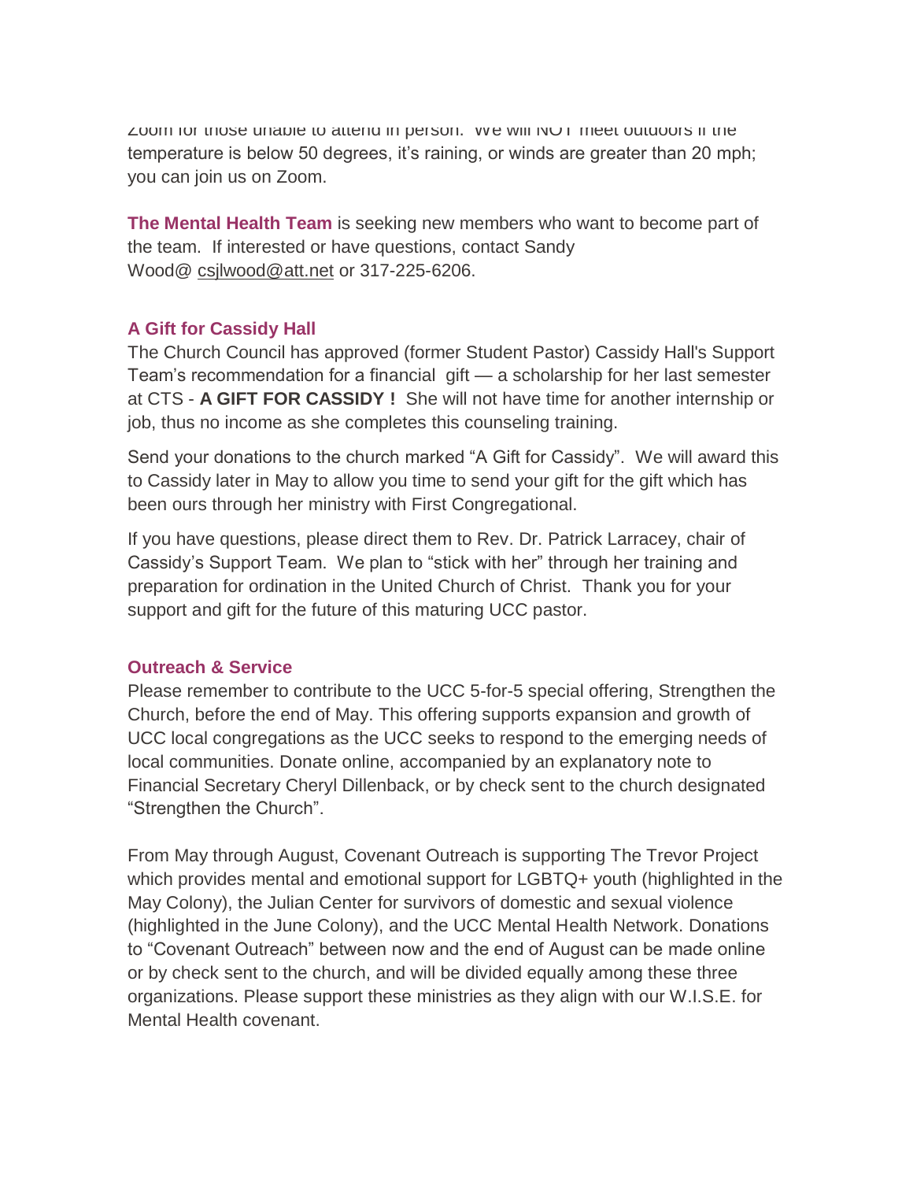Zoom for those unable to attend in person. We will NOT meet outdoors if the temperature is below 50 degrees, it's raining, or winds are greater than 20 mph; you can join us on Zoom.

**The Mental Health Team** is seeking new members who want to become part of the team. If interested or have questions, contact Sandy Wood@ csjlwood@att.net or 317-225-6206.

### A Gift for Cassidy Hall

The Church Council has approved (former Student Pastor) Cassidy Hall's Support Team's recommendation for a financial gift — a scholarship for her last semester at CTS - **A GIFT FOR CASSIDY !** She will not have time for another internship or job, thus no income as she completes this counseling training.

Send your donations to the church marked "A Gift for Cassidy". We will award this to Cassidy later in May to allow you time to send your gift for the gift which has been ours through her ministry with First Congregational.

If you have questions, please direct them to Rev. Dr. Patrick Larracey, chair of Cassidy's Support Team. We plan to "stick with her" through her training and preparation for ordination in the United Church of Christ. Thank you for your support and gift for the future of this maturing UCC pastor.

### Outreach & Service

Please remember to contribute to the UCC 5-for-5 special offering, Strengthen the Church, before the end of May. This offering supports expansion and growth of UCC local congregations as the UCC seeks to respond to the emerging needs of local communities. Donate online, accompanied by an explanatory note to Financial Secretary Cheryl Dillenback, or by check sent to the church designated "Strengthen the Church".

From May through August, Covenant Outreach is supporting The Trevor Project which provides mental and emotional support for LGBTQ+ youth (highlighted in the May Colony), the Julian Center for survivors of domestic and sexual violence (highlighted in the June Colony), and the UCC Mental Health Network. Donations to "Covenant Outreach" between now and the end of August can be made online or by check sent to the church, and will be divided equally among these three organizations. Please support these ministries as they align with our W.I.S.E. for Mental Health covenant.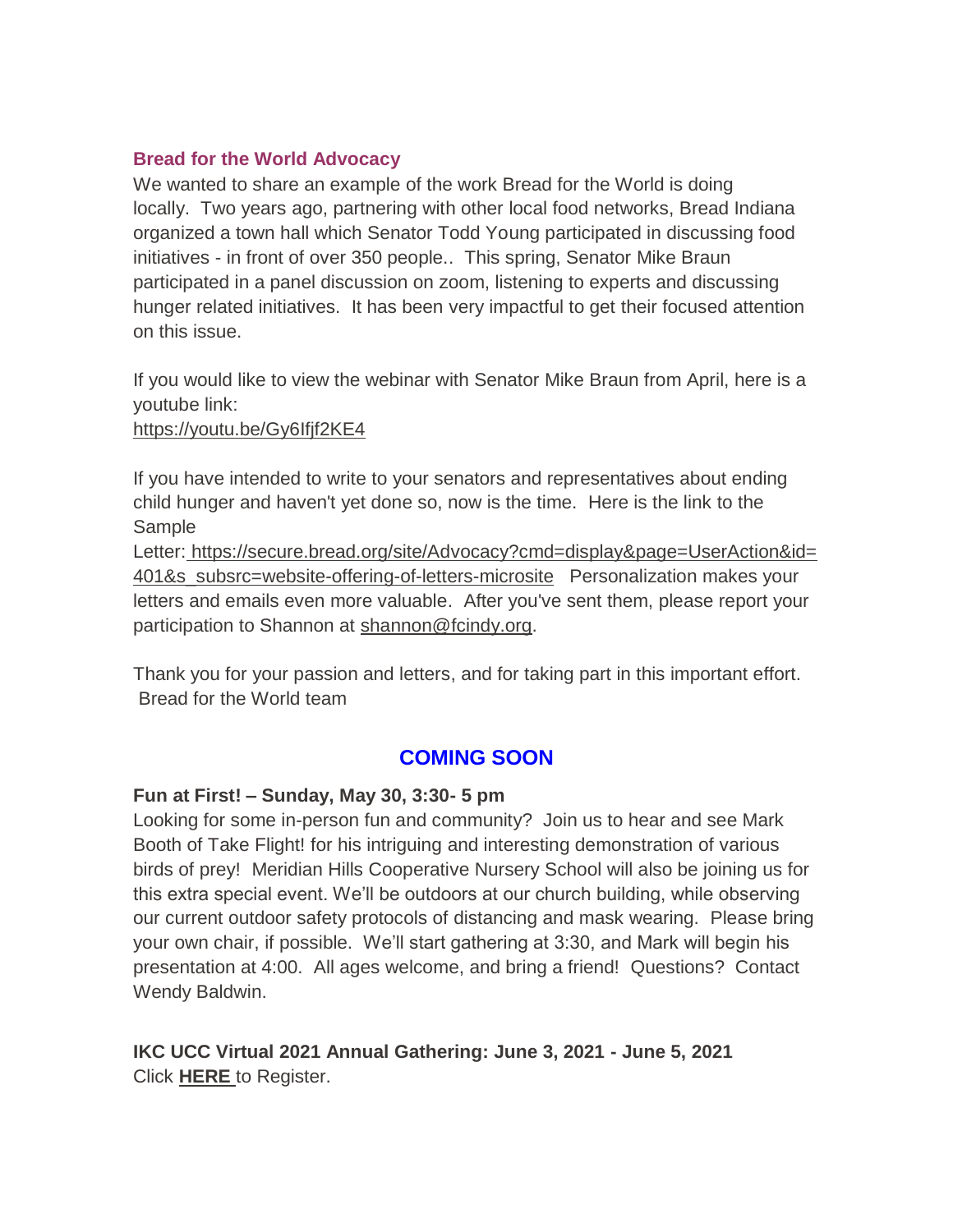### Bread for the World Advocacy

We wanted to share an example of the work Bread for the World is doing locally. Two years ago, partnering with other local food networks, Bread Indiana organized a town hall which Senator Todd Young participated in discussing food initiatives - in front of over 350 people.. This spring, Senator Mike Braun participated in a panel discussion on zoom, listening to experts and discussing hunger related initiatives. It has been very impactful to get their focused attention on this issue.

If you would like to view the webinar with Senator Mike Braun from April, here is a youtube link:
https://youtu.be/Gy6Ifjf2KE4

If you have intended to write to your senators and representatives about ending child hunger and haven't yet done so, now is the time. Here is the link to the Sample Letter: https://secure.bread.org/site/Advocacy?cmd=display&page=UserAction&id=401&s_subsrc=website-offering-of-letters-microsite Personalization makes your letters and emails even more valuable. After you've sent them, please report your participation to Shannon at shannon@fcindy.org.

Thank you for your passion and letters, and for taking part in this important effort.
Bread for the World team

## COMING SOON

**Fun at First! – Sunday, May 30, 3:30- 5 pm**
Looking for some in-person fun and community? Join us to hear and see Mark Booth of Take Flight! for his intriguing and interesting demonstration of various birds of prey! Meridian Hills Cooperative Nursery School will also be joining us for this extra special event. We'll be outdoors at our church building, while observing our current outdoor safety protocols of distancing and mask wearing. Please bring your own chair, if possible. We'll start gathering at 3:30, and Mark will begin his presentation at 4:00. All ages welcome, and bring a friend! Questions? Contact Wendy Baldwin.

**IKC UCC Virtual 2021 Annual Gathering: June 3, 2021 - June 5, 2021**
Click **HERE** to Register.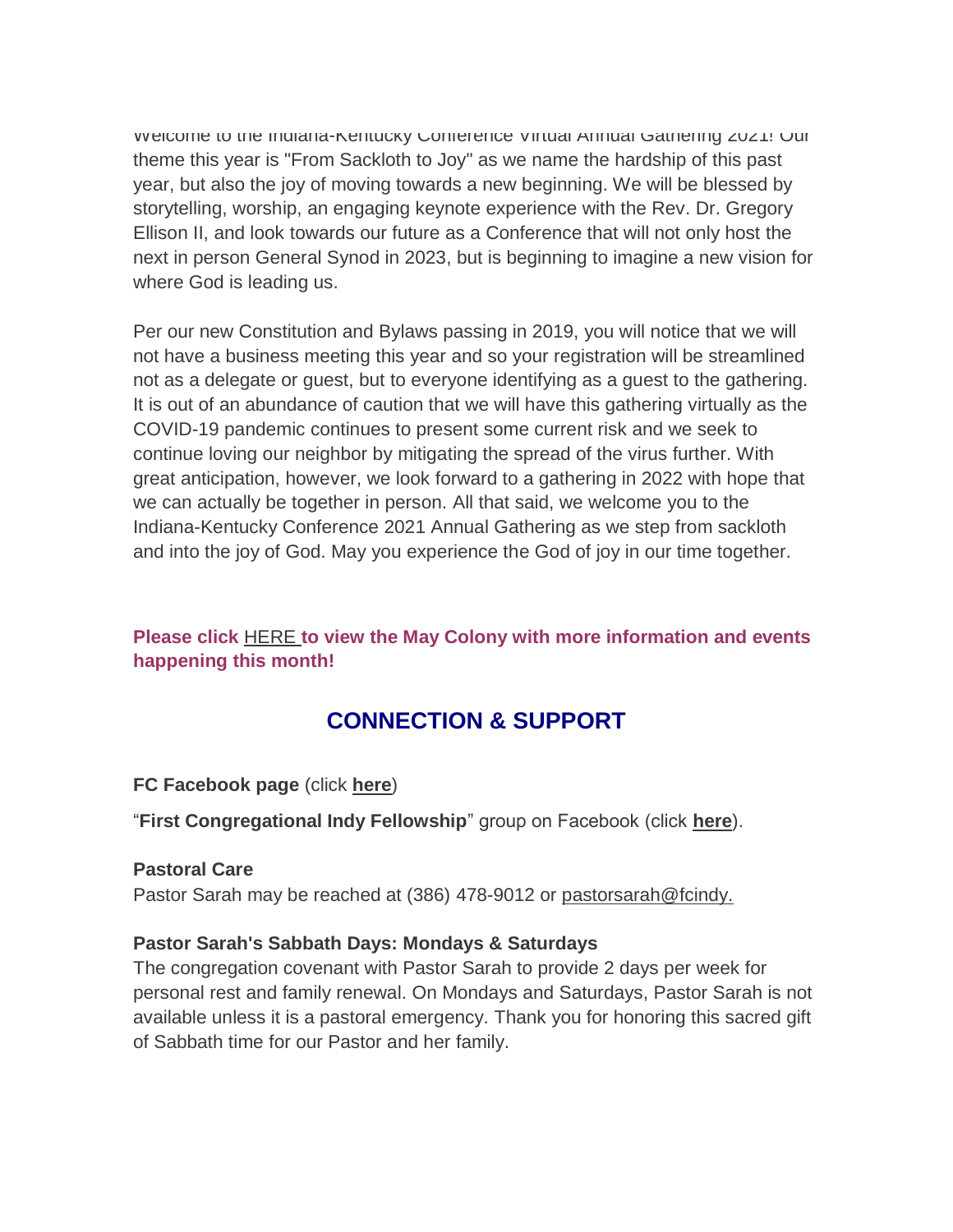Welcome to the Indiana-Kentucky Conference Virtual Annual Gathering 2021! Our theme this year is "From Sackloth to Joy" as we name the hardship of this past year, but also the joy of moving towards a new beginning. We will be blessed by storytelling, worship, an engaging keynote experience with the Rev. Dr. Gregory Ellison II, and look towards our future as a Conference that will not only host the next in person General Synod in 2023, but is beginning to imagine a new vision for where God is leading us.

Per our new Constitution and Bylaws passing in 2019, you will notice that we will not have a business meeting this year and so your registration will be streamlined not as a delegate or guest, but to everyone identifying as a guest to the gathering. It is out of an abundance of caution that we will have this gathering virtually as the COVID-19 pandemic continues to present some current risk and we seek to continue loving our neighbor by mitigating the spread of the virus further. With great anticipation, however, we look forward to a gathering in 2022 with hope that we can actually be together in person. All that said, we welcome you to the Indiana-Kentucky Conference 2021 Annual Gathering as we step from sackloth and into the joy of God. May you experience the God of joy in our time together.

**Please click HERE to view the May Colony with more information and events happening this month!**

## CONNECTION & SUPPORT

**FC Facebook page** (click **here**)

"**First Congregational Indy Fellowship**" group on Facebook (click **here**).

**Pastoral Care**
Pastor Sarah may be reached at (386) 478-9012 or pastorsarah@fcindy.

**Pastor Sarah's Sabbath Days: Mondays & Saturdays**
The congregation covenant with Pastor Sarah to provide 2 days per week for personal rest and family renewal. On Mondays and Saturdays, Pastor Sarah is not available unless it is a pastoral emergency. Thank you for honoring this sacred gift of Sabbath time for our Pastor and her family.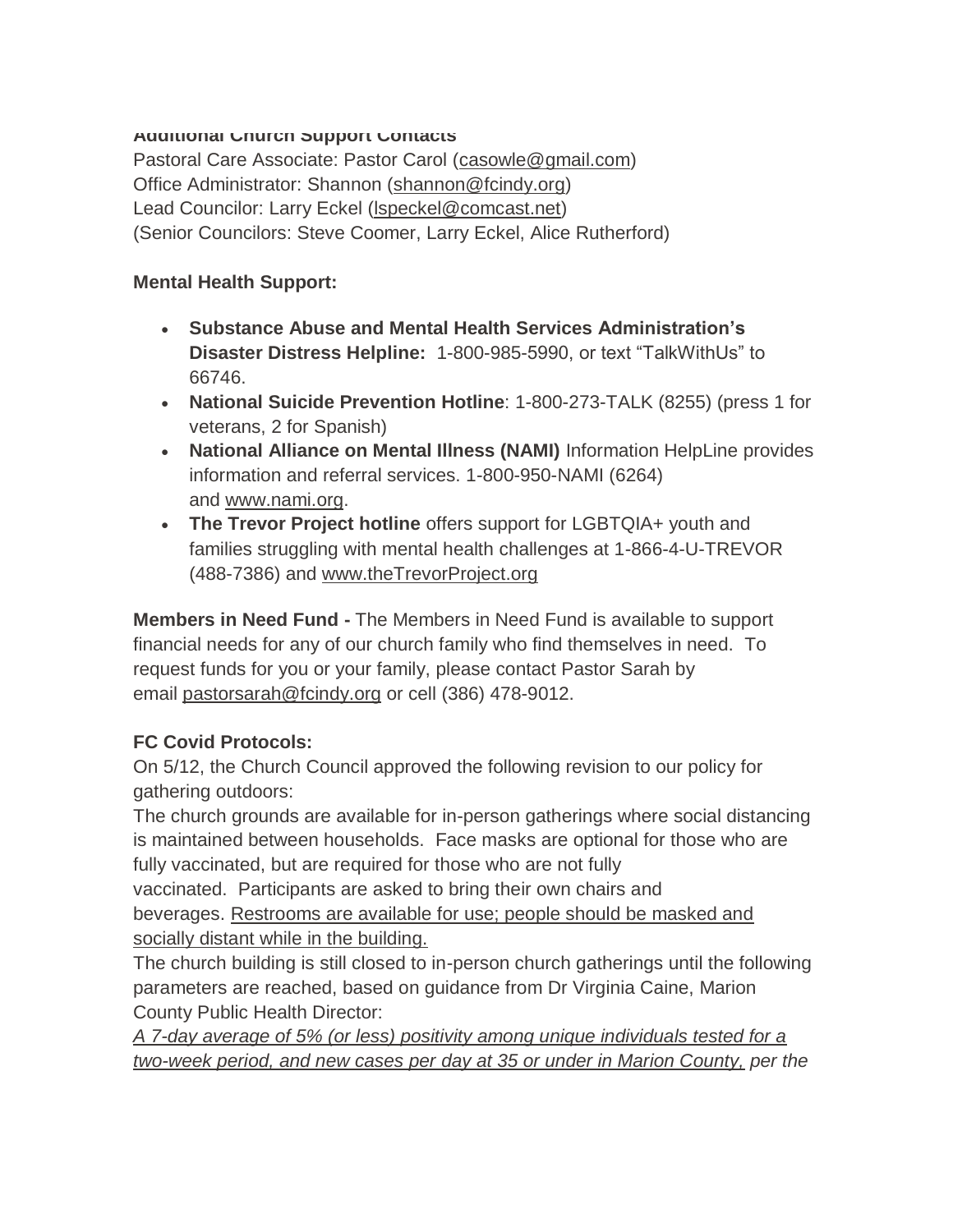**Additional Church Support Contacts**

Pastoral Care Associate: Pastor Carol (casowle@gmail.com)
Office Administrator: Shannon (shannon@fcindy.org)
Lead Councilor: Larry Eckel (lspeckel@comcast.net)
(Senior Councilors: Steve Coomer, Larry Eckel, Alice Rutherford)

**Mental Health Support:**

- **Substance Abuse and Mental Health Services Administration's Disaster Distress Helpline:** 1-800-985-5990, or text "TalkWithUs" to 66746.
- **National Suicide Prevention Hotline**: 1-800-273-TALK (8255) (press 1 for veterans, 2 for Spanish)
- **National Alliance on Mental Illness (NAMI)** Information HelpLine provides information and referral services. 1-800-950-NAMI (6264) and www.nami.org.
- **The Trevor Project hotline** offers support for LGBTQIA+ youth and families struggling with mental health challenges at 1-866-4-U-TREVOR (488-7386) and www.theTrevorProject.org

**Members in Need Fund -** The Members in Need Fund is available to support financial needs for any of our church family who find themselves in need. To request funds for you or your family, please contact Pastor Sarah by email pastorsarah@fcindy.org or cell (386) 478-9012.

**FC Covid Protocols:**

On 5/12, the Church Council approved the following revision to our policy for gathering outdoors:

The church grounds are available for in-person gatherings where social distancing is maintained between households. Face masks are optional for those who are fully vaccinated, but are required for those who are not fully vaccinated. Participants are asked to bring their own chairs and beverages. Restrooms are available for use; people should be masked and socially distant while in the building.

The church building is still closed to in-person church gatherings until the following parameters are reached, based on guidance from Dr Virginia Caine, Marion County Public Health Director:

*A 7-day average of 5% (or less) positivity among unique individuals tested for a two-week period, and new cases per day at 35 or under in Marion County, per the*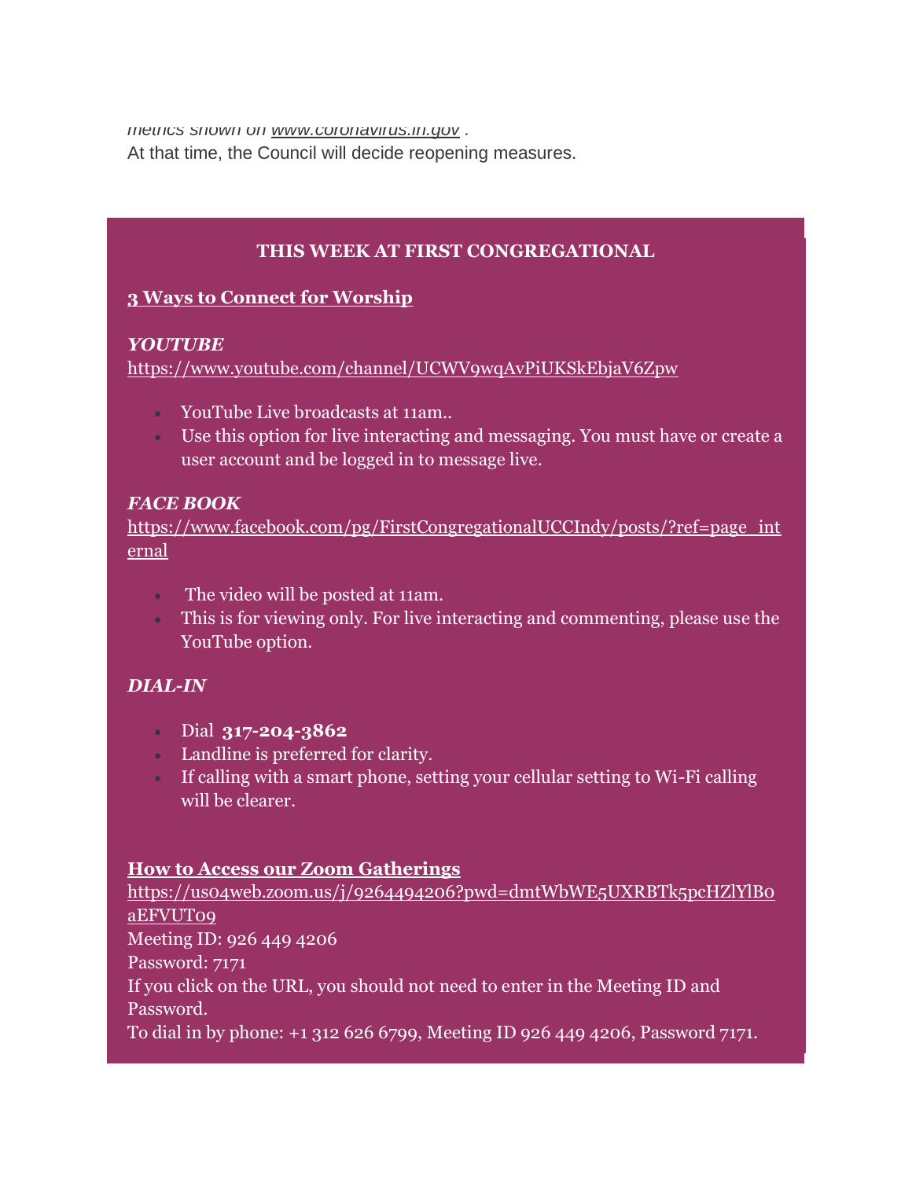*metrics shown on [www.coronavirus.in.gov](http://www.coronavirus.in.gov) .*

At that time, the Council will decide reopening measures.

**THIS WEEK AT FIRST CONGREGATIONAL**

**3 Ways to Connect for Worship**

***YOUTUBE***

https://www.youtube.com/channel/UCWV9wqAvPiUKSkEbjaV6Zpw

- YouTube Live broadcasts at 11am..
- Use this option for live interacting and messaging. You must have or create a user account and be logged in to message live.

***FACE BOOK***

https://www.facebook.com/pg/FirstCongregationalUCCIndy/posts/?ref=page_internal

- The video will be posted at 11am.
- This is for viewing only. For live interacting and commenting, please use the YouTube option.

***DIAL-IN***

- Dial **317-204-3862**
- Landline is preferred for clarity.
- If calling with a smart phone, setting your cellular setting to Wi-Fi calling will be clearer.

**How to Access our Zoom Gatherings**

https://us04web.zoom.us/j/9264494206?pwd=dmtWbWE5UXRBTk5pcHZlYlB0aEFVUT09

Meeting ID: 926 449 4206

Password: 7171

If you click on the URL, you should not need to enter in the Meeting ID and Password.

To dial in by phone: +1 312 626 6799, Meeting ID 926 449 4206, Password 7171.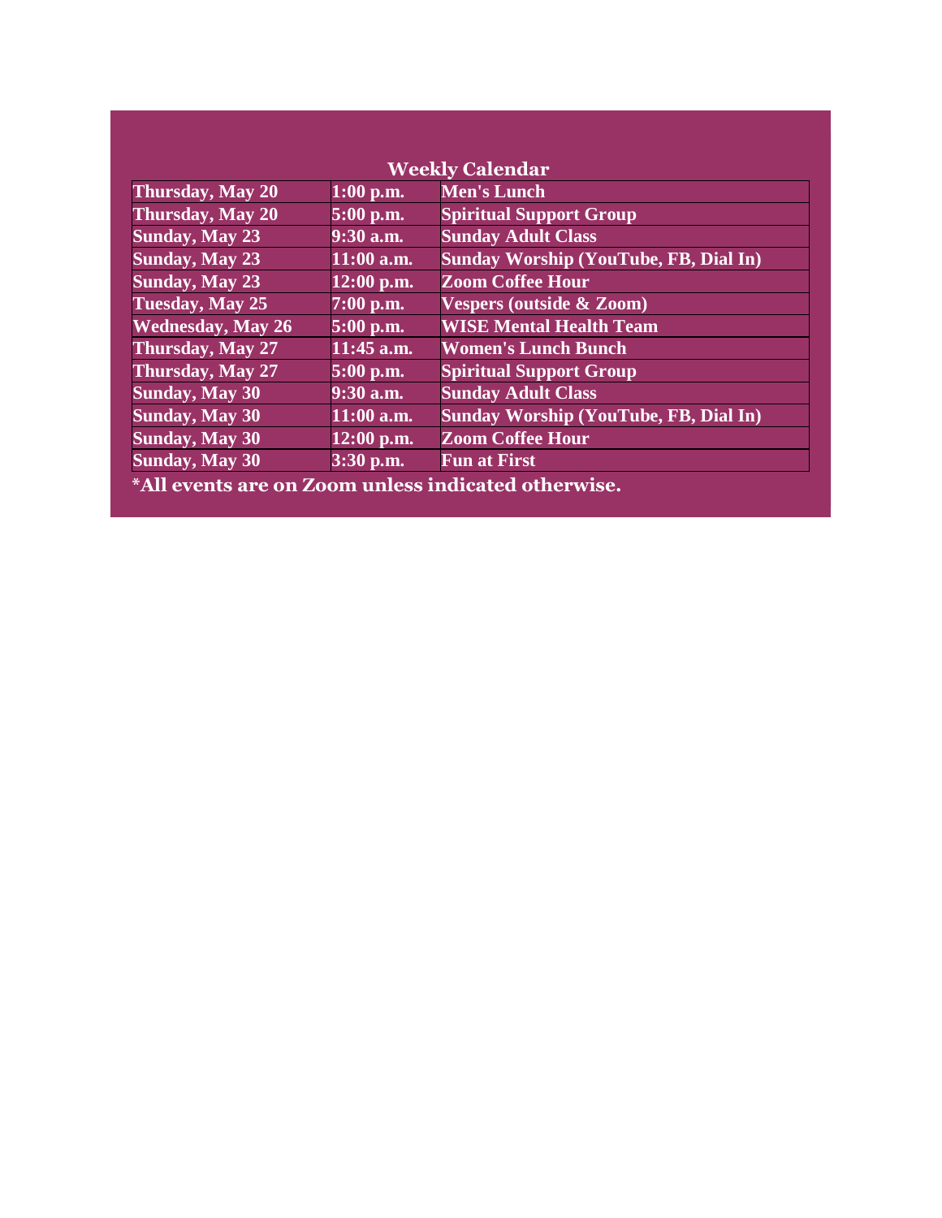## Weekly Calendar

| | | |
|---|---|---|
| **Thursday, May 20** | **1:00 p.m.** | **Men's Lunch** |
| **Thursday, May 20** | **5:00 p.m.** | **Spiritual Support Group** |
| **Sunday, May 23** | **9:30 a.m.** | **Sunday Adult Class** |
| **Sunday, May 23** | **11:00 a.m.** | **Sunday Worship (YouTube, FB, Dial In)** |
| **Sunday, May 23** | **12:00 p.m.** | **Zoom Coffee Hour** |
| **Tuesday, May 25** | **7:00 p.m.** | **Vespers (outside & Zoom)** |
| **Wednesday, May 26** | **5:00 p.m.** | **WISE Mental Health Team** |
| **Thursday, May 27** | **11:45 a.m.** | **Women's Lunch Bunch** |
| **Thursday, May 27** | **5:00 p.m.** | **Spiritual Support Group** |
| **Sunday, May 30** | **9:30 a.m.** | **Sunday Adult Class** |
| **Sunday, May 30** | **11:00 a.m.** | **Sunday Worship (YouTube, FB, Dial In)** |
| **Sunday, May 30** | **12:00 p.m.** | **Zoom Coffee Hour** |
| **Sunday, May 30** | **3:30 p.m.** | **Fun at First** |

**\*All events are on Zoom unless indicated otherwise.**